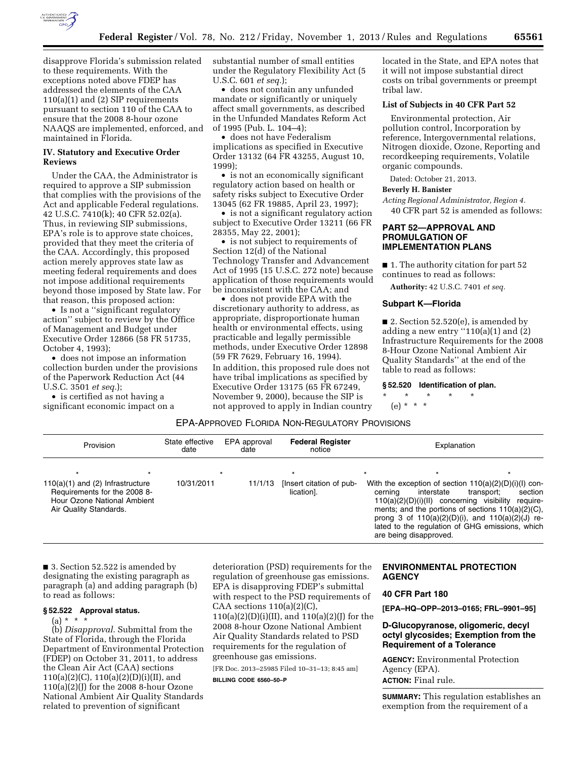disapprove Florida's submission related to these requirements. With the exceptions noted above FDEP has addressed the elements of the CAA 110(a)(1) and (2) SIP requirements pursuant to section 110 of the CAA to ensure that the 2008 8-hour ozone NAAQS are implemented, enforced, and maintained in Florida.

### IV. Statutory and Executive Order Reviews

Under the CAA, the Administrator is required to approve a SIP submission that complies with the provisions of the Act and applicable Federal regulations. 42 U.S.C. 7410(k); 40 CFR 52.02(a). Thus, in reviewing SIP submissions, EPA's role is to approve state choices, provided that they meet the criteria of the CAA. Accordingly, this proposed action merely approves state law as meeting federal requirements and does not impose additional requirements beyond those imposed by State law. For that reason, this proposed action:

- Is not a ''significant regulatory action'' subject to review by the Office of Management and Budget under Executive Order 12866 (58 FR 51735, October 4, 1993);
- does not impose an information collection burden under the provisions of the Paperwork Reduction Act (44 U.S.C. 3501 *et seq.*);
- is certified as not having a significant economic impact on a substantial number of small entities under the Regulatory Flexibility Act (5 U.S.C. 601 *et seq.*);
- does not contain any unfunded mandate or significantly or uniquely affect small governments, as described in the Unfunded Mandates Reform Act of 1995 (Pub. L. 104–4);
- does not have Federalism implications as specified in Executive Order 13132 (64 FR 43255, August 10, 1999);
- is not an economically significant regulatory action based on health or safety risks subject to Executive Order 13045 (62 FR 19885, April 23, 1997);
- is not a significant regulatory action subject to Executive Order 13211 (66 FR 28355, May 22, 2001);
- is not subject to requirements of Section 12(d) of the National Technology Transfer and Advancement Act of 1995 (15 U.S.C. 272 note) because application of those requirements would be inconsistent with the CAA; and
- does not provide EPA with the discretionary authority to address, as appropriate, disproportionate human health or environmental effects, using practicable and legally permissible methods, under Executive Order 12898 (59 FR 7629, February 16, 1994).

In addition, this proposed rule does not have tribal implications as specified by Executive Order 13175 (65 FR 67249, November 9, 2000), because the SIP is not approved to apply in Indian country located in the State, and EPA notes that it will not impose substantial direct costs on tribal governments or preempt tribal law.

### List of Subjects in 40 CFR Part 52

Environmental protection, Air pollution control, Incorporation by reference, Intergovernmental relations, Nitrogen dioxide, Ozone, Reporting and recordkeeping requirements, Volatile organic compounds.

Dated: October 21, 2013.

**Beverly H. Banister**

*Acting Regional Administrator, Region 4.*

40 CFR part 52 is amended as follows:

## PART 52—APPROVAL AND PROMULGATION OF IMPLEMENTATION PLANS

■ 1. The authority citation for part 52 continues to read as follows:

**Authority:** 42 U.S.C. 7401 *et seq.*

### Subpart K—Florida

■ 2. Section 52.520(e), is amended by adding a new entry ''110(a)(1) and (2) Infrastructure Requirements for the 2008 8-Hour Ozone National Ambient Air Quality Standards'' at the end of the table to read as follows:

#### § 52.520 Identification of plan.

\* \* \* \* \*

(e) \* \* \*

EPA-APPROVED FLORIDA NON-REGULATORY PROVISIONS

| Provision | State effective date | EPA approval date | Federal Register notice | Explanation |
|---|---|---|---|---|
| * * | * | * | * | * * * |
| 110(a)(1) and (2) Infrastructure Requirements for the 2008 8-Hour Ozone National Ambient Air Quality Standards. | 10/31/2011 | 11/1/13 | [Insert citation of publication]. | With the exception of section 110(a)(2)(D)(i)(I) concerning interstate transport; section 110(a)(2)(D)(i)(II) concerning visibility requirements; and the portions of sections 110(a)(2)(C), prong 3 of 110(a)(2)(D)(i), and 110(a)(2)(J) related to the regulation of GHG emissions, which are being disapproved. |

■ 3. Section 52.522 is amended by designating the existing paragraph as paragraph (a) and adding paragraph (b) to read as follows:

#### § 52.522 Approval status.

(a) \* \* \*

(b) *Disapproval.* Submittal from the State of Florida, through the Florida Department of Environmental Protection (FDEP) on October 31, 2011, to address the Clean Air Act (CAA) sections 110(a)(2)(C), 110(a)(2)(D)(i)(II), and 110(a)(2)(J) for the 2008 8-hour Ozone National Ambient Air Quality Standards related to prevention of significant deterioration (PSD) requirements for the regulation of greenhouse gas emissions. EPA is disapproving FDEP's submittal with respect to the PSD requirements of CAA sections 110(a)(2)(C), 110(a)(2)(D)(i)(II), and 110(a)(2)(J) for the 2008 8-hour Ozone National Ambient Air Quality Standards related to PSD requirements for the regulation of greenhouse gas emissions.

[FR Doc. 2013–25985 Filed 10–31–13; 8:45 am]

**BILLING CODE 6560–50–P**

## ENVIRONMENTAL PROTECTION AGENCY

### 40 CFR Part 180

**[EPA–HQ–OPP–2013–0165; FRL–9901–95]**

### D-Glucopyranose, oligomeric, decyl octyl glycosides; Exemption from the Requirement of a Tolerance

**AGENCY:** Environmental Protection Agency (EPA).

**ACTION:** Final rule.

**SUMMARY:** This regulation establishes an exemption from the requirement of a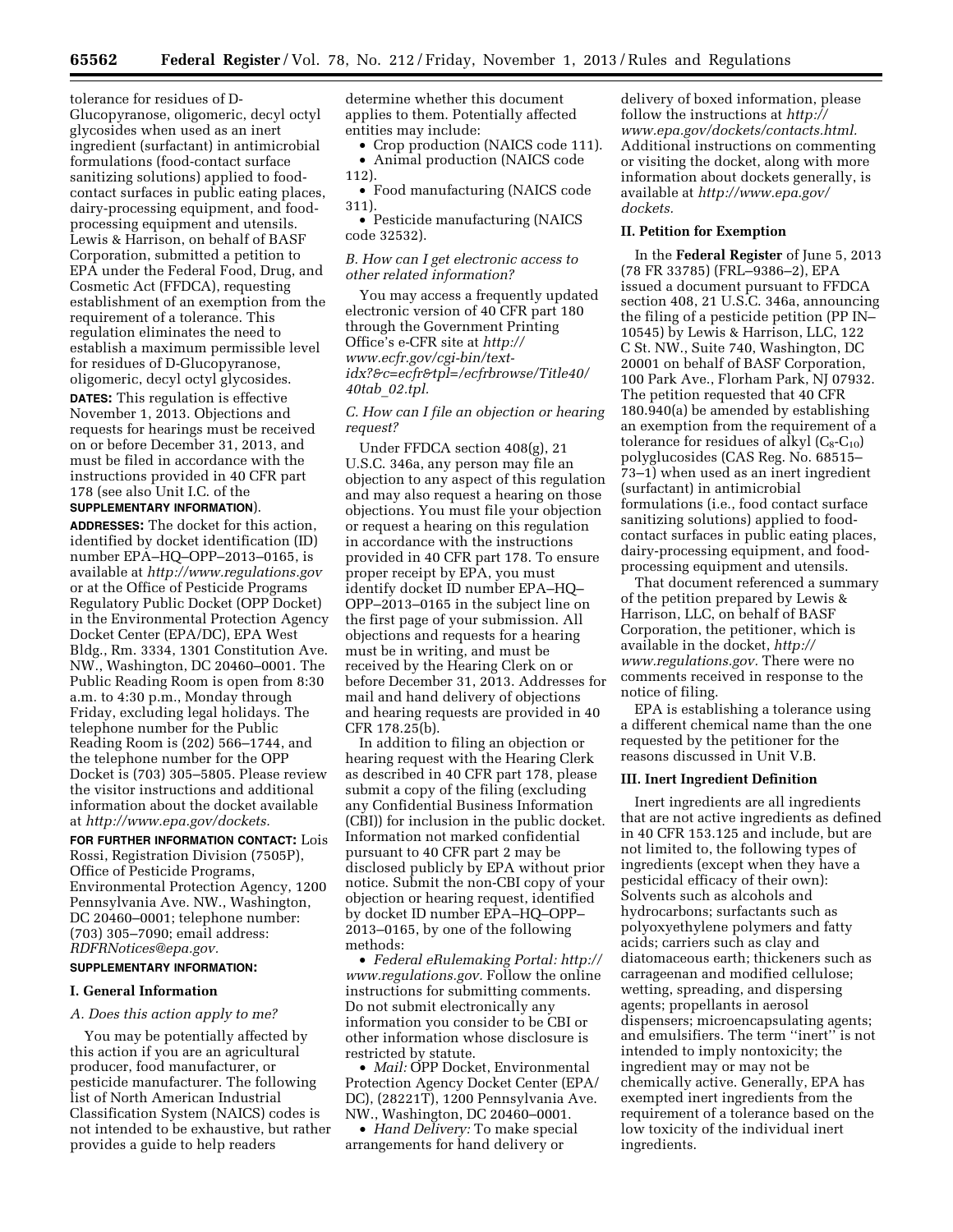tolerance for residues of D-Glucopyranose, oligomeric, decyl octyl glycosides when used as an inert ingredient (surfactant) in antimicrobial formulations (food-contact surface sanitizing solutions) applied to food-contact surfaces in public eating places, dairy-processing equipment, and food-processing equipment and utensils. Lewis & Harrison, on behalf of BASF Corporation, submitted a petition to EPA under the Federal Food, Drug, and Cosmetic Act (FFDCA), requesting establishment of an exemption from the requirement of a tolerance. This regulation eliminates the need to establish a maximum permissible level for residues of D-Glucopyranose, oligomeric, decyl octyl glycosides.

**DATES:** This regulation is effective November 1, 2013. Objections and requests for hearings must be received on or before December 31, 2013, and must be filed in accordance with the instructions provided in 40 CFR part 178 (see also Unit I.C. of the **SUPPLEMENTARY INFORMATION**).

**ADDRESSES:** The docket for this action, identified by docket identification (ID) number EPA–HQ–OPP–2013–0165, is available at *http://www.regulations.gov* or at the Office of Pesticide Programs Regulatory Public Docket (OPP Docket) in the Environmental Protection Agency Docket Center (EPA/DC), EPA West Bldg., Rm. 3334, 1301 Constitution Ave. NW., Washington, DC 20460–0001. The Public Reading Room is open from 8:30 a.m. to 4:30 p.m., Monday through Friday, excluding legal holidays. The telephone number for the Public Reading Room is (202) 566–1744, and the telephone number for the OPP Docket is (703) 305–5805. Please review the visitor instructions and additional information about the docket available at *http://www.epa.gov/dockets.*

**FOR FURTHER INFORMATION CONTACT:** Lois Rossi, Registration Division (7505P), Office of Pesticide Programs, Environmental Protection Agency, 1200 Pennsylvania Ave. NW., Washington, DC 20460–0001; telephone number: (703) 305–7090; email address: *RDFRNotices@epa.gov.*

**SUPPLEMENTARY INFORMATION:**

## I. General Information

### *A. Does this action apply to me?*

You may be potentially affected by this action if you are an agricultural producer, food manufacturer, or pesticide manufacturer. The following list of North American Industrial Classification System (NAICS) codes is not intended to be exhaustive, but rather provides a guide to help readers determine whether this document applies to them. Potentially affected entities may include:

- Crop production (NAICS code 111).
- Animal production (NAICS code 112).
- Food manufacturing (NAICS code 311).
- Pesticide manufacturing (NAICS code 32532).

### *B. How can I get electronic access to other related information?*

You may access a frequently updated electronic version of 40 CFR part 180 through the Government Printing Office's e-CFR site at *http://www.ecfr.gov/cgi-bin/text-idx?&c=ecfr&tpl=/ecfrbrowse/Title40/40tab_02.tpl.*

### *C. How can I file an objection or hearing request?*

Under FFDCA section 408(g), 21 U.S.C. 346a, any person may file an objection to any aspect of this regulation and may also request a hearing on those objections. You must file your objection or request a hearing on this regulation in accordance with the instructions provided in 40 CFR part 178. To ensure proper receipt by EPA, you must identify docket ID number EPA–HQ–OPP–2013–0165 in the subject line on the first page of your submission. All objections and requests for a hearing must be in writing, and must be received by the Hearing Clerk on or before December 31, 2013. Addresses for mail and hand delivery of objections and hearing requests are provided in 40 CFR 178.25(b).

In addition to filing an objection or hearing request with the Hearing Clerk as described in 40 CFR part 178, please submit a copy of the filing (excluding any Confidential Business Information (CBI)) for inclusion in the public docket. Information not marked confidential pursuant to 40 CFR part 2 may be disclosed publicly by EPA without prior notice. Submit the non-CBI copy of your objection or hearing request, identified by docket ID number EPA–HQ–OPP–2013–0165, by one of the following methods:

- *Federal eRulemaking Portal: http://www.regulations.gov.* Follow the online instructions for submitting comments. Do not submit electronically any information you consider to be CBI or other information whose disclosure is restricted by statute.
- *Mail:* OPP Docket, Environmental Protection Agency Docket Center (EPA/DC), (28221T), 1200 Pennsylvania Ave. NW., Washington, DC 20460–0001.
- *Hand Delivery:* To make special arrangements for hand delivery or delivery of boxed information, please follow the instructions at *http://www.epa.gov/dockets/contacts.html.* Additional instructions on commenting or visiting the docket, along with more information about dockets generally, is available at *http://www.epa.gov/dockets.*

## II. Petition for Exemption

In the **Federal Register** of June 5, 2013 (78 FR 33785) (FRL–9386–2), EPA issued a document pursuant to FFDCA section 408, 21 U.S.C. 346a, announcing the filing of a pesticide petition (PP IN–10545) by Lewis & Harrison, LLC, 122 C St. NW., Suite 740, Washington, DC 20001 on behalf of BASF Corporation, 100 Park Ave., Florham Park, NJ 07932. The petition requested that 40 CFR 180.940(a) be amended by establishing an exemption from the requirement of a tolerance for residues of alkyl ($C_8$-$C_{10}$) polyglucosides (CAS Reg. No. 68515–73–1) when used as an inert ingredient (surfactant) in antimicrobial formulations (i.e., food contact surface sanitizing solutions) applied to food-contact surfaces in public eating places, dairy-processing equipment, and food-processing equipment and utensils.

That document referenced a summary of the petition prepared by Lewis & Harrison, LLC, on behalf of BASF Corporation, the petitioner, which is available in the docket, *http://www.regulations.gov.* There were no comments received in response to the notice of filing.

EPA is establishing a tolerance using a different chemical name than the one requested by the petitioner for the reasons discussed in Unit V.B.

## III. Inert Ingredient Definition

Inert ingredients are all ingredients that are not active ingredients as defined in 40 CFR 153.125 and include, but are not limited to, the following types of ingredients (except when they have a pesticidal efficacy of their own): Solvents such as alcohols and hydrocarbons; surfactants such as polyoxyethylene polymers and fatty acids; carriers such as clay and diatomaceous earth; thickeners such as carrageenan and modified cellulose; wetting, spreading, and dispersing agents; propellants in aerosol dispensers; microencapsulating agents; and emulsifiers. The term ''inert'' is not intended to imply nontoxicity; the ingredient may or may not be chemically active. Generally, EPA has exempted inert ingredients from the requirement of a tolerance based on the low toxicity of the individual inert ingredients.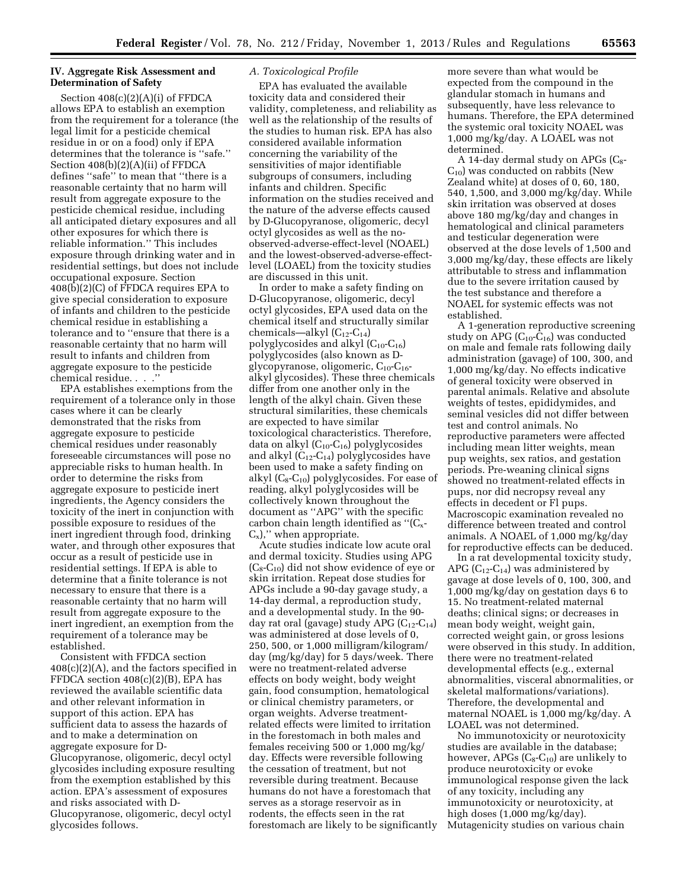## IV. Aggregate Risk Assessment and Determination of Safety

Section 408(c)(2)(A)(i) of FFDCA allows EPA to establish an exemption from the requirement for a tolerance (the legal limit for a pesticide chemical residue in or on a food) only if EPA determines that the tolerance is ''safe.'' Section 408(b)(2)(A)(ii) of FFDCA defines ''safe'' to mean that ''there is a reasonable certainty that no harm will result from aggregate exposure to the pesticide chemical residue, including all anticipated dietary exposures and all other exposures for which there is reliable information.'' This includes exposure through drinking water and in residential settings, but does not include occupational exposure. Section 408(b)(2)(C) of FFDCA requires EPA to give special consideration to exposure of infants and children to the pesticide chemical residue in establishing a tolerance and to ''ensure that there is a reasonable certainty that no harm will result to infants and children from aggregate exposure to the pesticide chemical residue. . . .''

EPA establishes exemptions from the requirement of a tolerance only in those cases where it can be clearly demonstrated that the risks from aggregate exposure to pesticide chemical residues under reasonably foreseeable circumstances will pose no appreciable risks to human health. In order to determine the risks from aggregate exposure to pesticide inert ingredients, the Agency considers the toxicity of the inert in conjunction with possible exposure to residues of the inert ingredient through food, drinking water, and through other exposures that occur as a result of pesticide use in residential settings. If EPA is able to determine that a finite tolerance is not necessary to ensure that there is a reasonable certainty that no harm will result from aggregate exposure to the inert ingredient, an exemption from the requirement of a tolerance may be established.

Consistent with FFDCA section 408(c)(2)(A), and the factors specified in FFDCA section 408(c)(2)(B), EPA has reviewed the available scientific data and other relevant information in support of this action. EPA has sufficient data to assess the hazards of and to make a determination on aggregate exposure for D-Glucopyranose, oligomeric, decyl octyl glycosides including exposure resulting from the exemption established by this action. EPA's assessment of exposures and risks associated with D-Glucopyranose, oligomeric, decyl octyl glycosides follows.

### A. Toxicological Profile

EPA has evaluated the available toxicity data and considered their validity, completeness, and reliability as well as the relationship of the results of the studies to human risk. EPA has also considered available information concerning the variability of the sensitivities of major identifiable subgroups of consumers, including infants and children. Specific information on the studies received and the nature of the adverse effects caused by D-Glucopyranose, oligomeric, decyl octyl glycosides as well as the no-observed-adverse-effect-level (NOAEL) and the lowest-observed-adverse-effect-level (LOAEL) from the toxicity studies are discussed in this unit.

In order to make a safety finding on D-Glucopyranose, oligomeric, decyl octyl glycosides, EPA used data on the chemical itself and structurally similar chemicals—alkyl ($C_{12}$-$C_{14}$) polyglycosides and alkyl ($C_{10}$-$C_{16}$) polyglycosides (also known as D-glycopyranose, oligomeric, $C_{10}$-$C_{16}$-alkyl glycosides). These three chemicals differ from one another only in the length of the alkyl chain. Given these structural similarities, these chemicals are expected to have similar toxicological characteristics. Therefore, data on alkyl ($C_{10}$-$C_{16}$) polyglycosides and alkyl ($C_{12}$-$C_{14}$) polyglycosides have been used to make a safety finding on alkyl ($C_8$-$C_{10}$) polyglycosides. For ease of reading, alkyl polyglycosides will be collectively known throughout the document as ''APG'' with the specific carbon chain length identified as ''($C_x$-$C_x$),'' when appropriate.

Acute studies indicate low acute oral and dermal toxicity. Studies using APG ($C_8$-$C_{10}$) did not show evidence of eye or skin irritation. Repeat dose studies for APGs include a 90-day gavage study, a 14-day dermal, a reproduction study, and a developmental study. In the 90-day rat oral (gavage) study APG ($C_{12}$-$C_{14}$) was administered at dose levels of 0, 250, 500, or 1,000 milligram/kilogram/day (mg/kg/day) for 5 days/week. There were no treatment-related adverse effects on body weight, body weight gain, food consumption, hematological or clinical chemistry parameters, or organ weights. Adverse treatment-related effects were limited to irritation in the forestomach in both males and females receiving 500 or 1,000 mg/kg/day. Effects were reversible following the cessation of treatment, but not reversible during treatment. Because humans do not have a forestomach that serves as a storage reservoir as in rodents, the effects seen in the rat forestomach are likely to be significantly more severe than what would be expected from the compound in the glandular stomach in humans and subsequently, have less relevance to humans. Therefore, the EPA determined the systemic oral toxicity NOAEL was 1,000 mg/kg/day. A LOAEL was not determined.

A 14-day dermal study on APGs ($C_8$-$C_{10}$) was conducted on rabbits (New Zealand white) at doses of 0, 60, 180, 540, 1,500, and 3,000 mg/kg/day. While skin irritation was observed at doses above 180 mg/kg/day and changes in hematological and clinical parameters and testicular degeneration were observed at the dose levels of 1,500 and 3,000 mg/kg/day, these effects are likely attributable to stress and inflammation due to the severe irritation caused by the test substance and therefore a NOAEL for systemic effects was not established.

A 1-generation reproductive screening study on APG ($C_{10}$-$C_{16}$) was conducted on male and female rats following daily administration (gavage) of 100, 300, and 1,000 mg/kg/day. No effects indicative of general toxicity were observed in parental animals. Relative and absolute weights of testes, epididymides, and seminal vesicles did not differ between test and control animals. No reproductive parameters were affected including mean litter weights, mean pup weights, sex ratios, and gestation periods. Pre-weaning clinical signs showed no treatment-related effects in pups, nor did necropsy reveal any effects in decedent or Fl pups. Macroscopic examination revealed no difference between treated and control animals. A NOAEL of 1,000 mg/kg/day for reproductive effects can be deduced.

In a rat developmental toxicity study, APG ($C_{12}$-$C_{14}$) was administered by gavage at dose levels of 0, 100, 300, and 1,000 mg/kg/day on gestation days 6 to 15. No treatment-related maternal deaths; clinical signs; or decreases in mean body weight, weight gain, corrected weight gain, or gross lesions were observed in this study. In addition, there were no treatment-related developmental effects (e.g., external abnormalities, visceral abnormalities, or skeletal malformations/variations). Therefore, the developmental and maternal NOAEL is 1,000 mg/kg/day. A LOAEL was not determined.

No immunotoxicity or neurotoxicity studies are available in the database; however, APGs ($C_8$-$C_{10}$) are unlikely to produce neurotoxicity or evoke immunological response given the lack of any toxicity, including any immunotoxicity or neurotoxicity, at high doses (1,000 mg/kg/day). Mutagenicity studies on various chain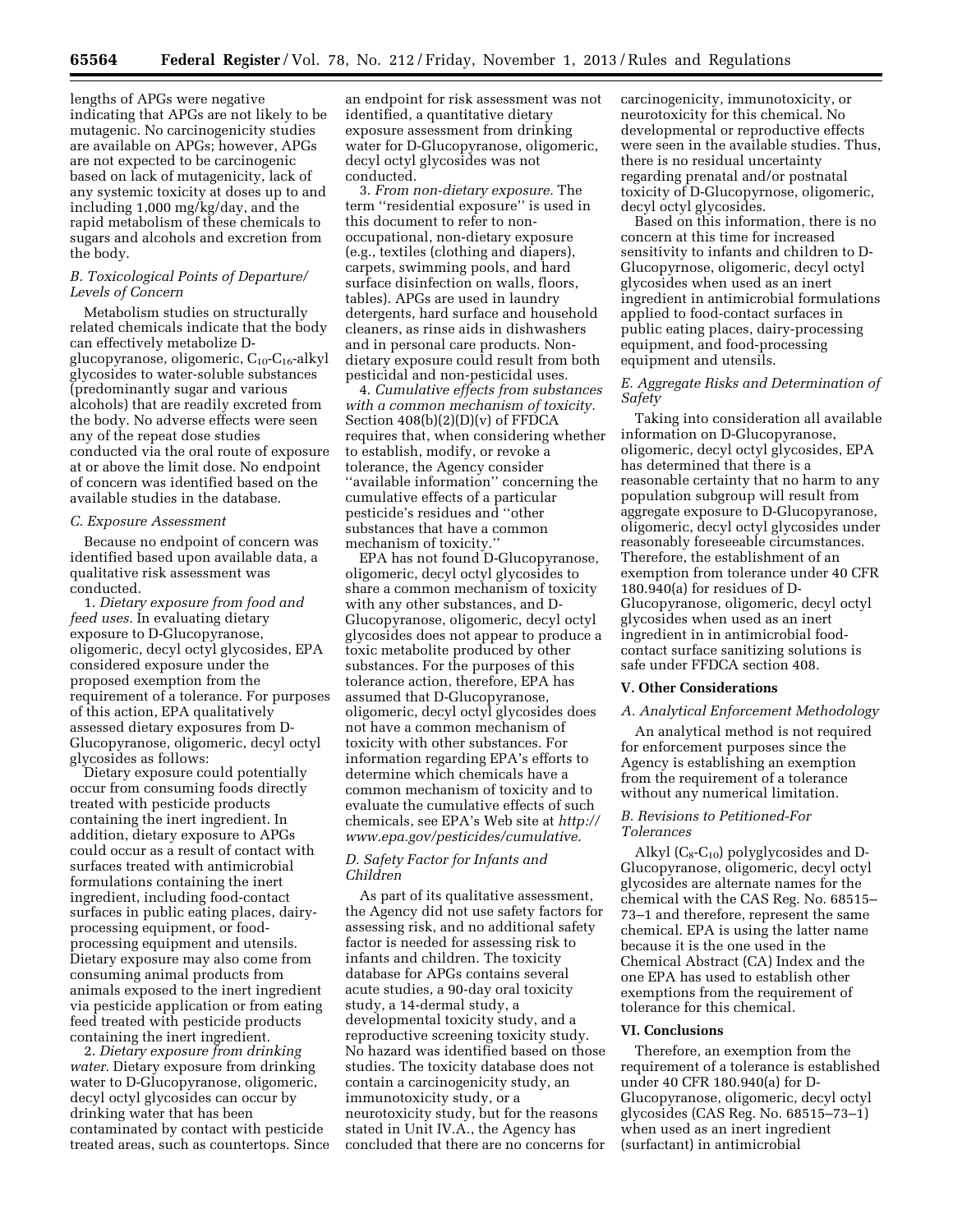lengths of APGs were negative indicating that APGs are not likely to be mutagenic. No carcinogenicity studies are available on APGs; however, APGs are not expected to be carcinogenic based on lack of mutagenicity, lack of any systemic toxicity at doses up to and including 1,000 mg/kg/day, and the rapid metabolism of these chemicals to sugars and alcohols and excretion from the body.

### B. Toxicological Points of Departure/Levels of Concern

Metabolism studies on structurally related chemicals indicate that the body can effectively metabolize D-glucopyranose, oligomeric, $C_{10}$-$C_{16}$-alkyl glycosides to water-soluble substances (predominantly sugar and various alcohols) that are readily excreted from the body. No adverse effects were seen any of the repeat dose studies conducted via the oral route of exposure at or above the limit dose. No endpoint of concern was identified based on the available studies in the database.

### C. Exposure Assessment

Because no endpoint of concern was identified based upon available data, a qualitative risk assessment was conducted.

1. *Dietary exposure from food and feed uses.* In evaluating dietary exposure to D-Glucopyranose, oligomeric, decyl octyl glycosides, EPA considered exposure under the proposed exemption from the requirement of a tolerance. For purposes of this action, EPA qualitatively assessed dietary exposures from D-Glucopyranose, oligomeric, decyl octyl glycosides as follows:

Dietary exposure could potentially occur from consuming foods directly treated with pesticide products containing the inert ingredient. In addition, dietary exposure to APGs could occur as a result of contact with surfaces treated with antimicrobial formulations containing the inert ingredient, including food-contact surfaces in public eating places, dairy-processing equipment, or food-processing equipment and utensils. Dietary exposure may also come from consuming animal products from animals exposed to the inert ingredient via pesticide application or from eating feed treated with pesticide products containing the inert ingredient.

2. *Dietary exposure from drinking water.* Dietary exposure from drinking water to D-Glucopyranose, oligomeric, decyl octyl glycosides can occur by drinking water that has been contaminated by contact with pesticide treated areas, such as countertops. Since an endpoint for risk assessment was not identified, a quantitative dietary exposure assessment from drinking water for D-Glucopyranose, oligomeric, decyl octyl glycosides was not conducted.

3. *From non-dietary exposure.* The term ''residential exposure'' is used in this document to refer to non-occupational, non-dietary exposure (e.g., textiles (clothing and diapers), carpets, swimming pools, and hard surface disinfection on walls, floors, tables). APGs are used in laundry detergents, hard surface and household cleaners, as rinse aids in dishwashers and in personal care products. Non-dietary exposure could result from both pesticidal and non-pesticidal uses.

4. *Cumulative effects from substances with a common mechanism of toxicity.* Section 408(b)(2)(D)(v) of FFDCA requires that, when considering whether to establish, modify, or revoke a tolerance, the Agency consider ''available information'' concerning the cumulative effects of a particular pesticide's residues and ''other substances that have a common mechanism of toxicity.''

EPA has not found D-Glucopyranose, oligomeric, decyl octyl glycosides to share a common mechanism of toxicity with any other substances, and D-Glucopyranose, oligomeric, decyl octyl glycosides does not appear to produce a toxic metabolite produced by other substances. For the purposes of this tolerance action, therefore, EPA has assumed that D-Glucopyranose, oligomeric, decyl octyl glycosides does not have a common mechanism of toxicity with other substances. For information regarding EPA's efforts to determine which chemicals have a common mechanism of toxicity and to evaluate the cumulative effects of such chemicals, see EPA's Web site at *http://www.epa.gov/pesticides/cumulative.*

### D. Safety Factor for Infants and Children

As part of its qualitative assessment, the Agency did not use safety factors for assessing risk, and no additional safety factor is needed for assessing risk to infants and children. The toxicity database for APGs contains several acute studies, a 90-day oral toxicity study, a 14-dermal study, a developmental toxicity study, and a reproductive screening toxicity study. No hazard was identified based on those studies. The toxicity database does not contain a carcinogenicity study, an immunotoxicity study, or a neurotoxicity study, but for the reasons stated in Unit IV.A., the Agency has concluded that there are no concerns for carcinogenicity, immunotoxicity, or neurotoxicity for this chemical. No developmental or reproductive effects were seen in the available studies. Thus, there is no residual uncertainty regarding prenatal and/or postnatal toxicity of D-Glucopyrnose, oligomeric, decyl octyl glycosides.

Based on this information, there is no concern at this time for increased sensitivity to infants and children to D-Glucopyrnose, oligomeric, decyl octyl glycosides when used as an inert ingredient in antimicrobial formulations applied to food-contact surfaces in public eating places, dairy-processing equipment, and food-processing equipment and utensils.

### E. Aggregate Risks and Determination of Safety

Taking into consideration all available information on D-Glucopyranose, oligomeric, decyl octyl glycosides, EPA has determined that there is a reasonable certainty that no harm to any population subgroup will result from aggregate exposure to D-Glucopyranose, oligomeric, decyl octyl glycosides under reasonably foreseeable circumstances. Therefore, the establishment of an exemption from tolerance under 40 CFR 180.940(a) for residues of D-Glucopyranose, oligomeric, decyl octyl glycosides when used as an inert ingredient in in antimicrobial food-contact surface sanitizing solutions is safe under FFDCA section 408.

## V. Other Considerations

### A. Analytical Enforcement Methodology

An analytical method is not required for enforcement purposes since the Agency is establishing an exemption from the requirement of a tolerance without any numerical limitation.

### B. Revisions to Petitioned-For Tolerances

Alkyl ($C_8$-$C_{10}$) polyglycosides and D-Glucopyranose, oligomeric, decyl octyl glycosides are alternate names for the chemical with the CAS Reg. No. 68515–73–1 and therefore, represent the same chemical. EPA is using the latter name because it is the one used in the Chemical Abstract (CA) Index and the one EPA has used to establish other exemptions from the requirement of tolerance for this chemical.

## VI. Conclusions

Therefore, an exemption from the requirement of a tolerance is established under 40 CFR 180.940(a) for D-Glucopyranose, oligomeric, decyl octyl glycosides (CAS Reg. No. 68515–73–1) when used as an inert ingredient (surfactant) in antimicrobial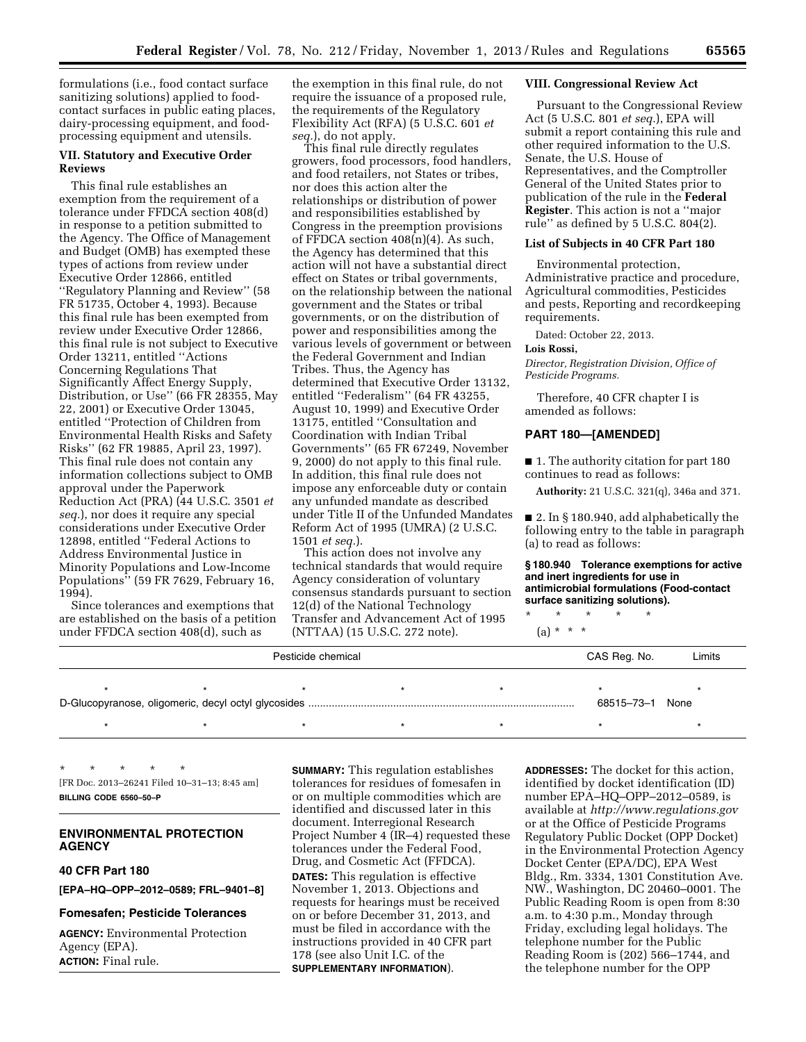formulations (i.e., food contact surface sanitizing solutions) applied to food-contact surfaces in public eating places, dairy-processing equipment, and food-processing equipment and utensils.

### VII. Statutory and Executive Order Reviews

This final rule establishes an exemption from the requirement of a tolerance under FFDCA section 408(d) in response to a petition submitted to the Agency. The Office of Management and Budget (OMB) has exempted these types of actions from review under Executive Order 12866, entitled ''Regulatory Planning and Review'' (58 FR 51735, October 4, 1993). Because this final rule has been exempted from review under Executive Order 12866, this final rule is not subject to Executive Order 13211, entitled ''Actions Concerning Regulations That Significantly Affect Energy Supply, Distribution, or Use'' (66 FR 28355, May 22, 2001) or Executive Order 13045, entitled ''Protection of Children from Environmental Health Risks and Safety Risks'' (62 FR 19885, April 23, 1997). This final rule does not contain any information collections subject to OMB approval under the Paperwork Reduction Act (PRA) (44 U.S.C. 3501 *et seq.*), nor does it require any special considerations under Executive Order 12898, entitled ''Federal Actions to Address Environmental Justice in Minority Populations and Low-Income Populations'' (59 FR 7629, February 16, 1994).

Since tolerances and exemptions that are established on the basis of a petition under FFDCA section 408(d), such as the exemption in this final rule, do not require the issuance of a proposed rule, the requirements of the Regulatory Flexibility Act (RFA) (5 U.S.C. 601 *et seq.*), do not apply.

This final rule directly regulates growers, food processors, food handlers, and food retailers, not States or tribes, nor does this action alter the relationships or distribution of power and responsibilities established by Congress in the preemption provisions of FFDCA section 408(n)(4). As such, the Agency has determined that this action will not have a substantial direct effect on States or tribal governments, on the relationship between the national government and the States or tribal governments, or on the distribution of power and responsibilities among the various levels of government or between the Federal Government and Indian Tribes. Thus, the Agency has determined that Executive Order 13132, entitled ''Federalism'' (64 FR 43255, August 10, 1999) and Executive Order 13175, entitled ''Consultation and Coordination with Indian Tribal Governments'' (65 FR 67249, November 9, 2000) do not apply to this final rule. In addition, this final rule does not impose any enforceable duty or contain any unfunded mandate as described under Title II of the Unfunded Mandates Reform Act of 1995 (UMRA) (2 U.S.C. 1501 *et seq.*).

This action does not involve any technical standards that would require Agency consideration of voluntary consensus standards pursuant to section 12(d) of the National Technology Transfer and Advancement Act of 1995 (NTTAA) (15 U.S.C. 272 note).

### VIII. Congressional Review Act

Pursuant to the Congressional Review Act (5 U.S.C. 801 *et seq.*), EPA will submit a report containing this rule and other required information to the U.S. Senate, the U.S. House of Representatives, and the Comptroller General of the United States prior to publication of the rule in the **Federal Register**. This action is not a ''major rule'' as defined by 5 U.S.C. 804(2).

### List of Subjects in 40 CFR Part 180

Environmental protection, Administrative practice and procedure, Agricultural commodities, Pesticides and pests, Reporting and recordkeeping requirements.

Dated: October 22, 2013.

**Lois Rossi,**

*Director, Registration Division, Office of Pesticide Programs.*

Therefore, 40 CFR chapter I is amended as follows:

### PART 180—[AMENDED]

■ 1. The authority citation for part 180 continues to read as follows:

**Authority:** 21 U.S.C. 321(q), 346a and 371.

■ 2. In § 180.940, add alphabetically the following entry to the table in paragraph (a) to read as follows:

**§ 180.940 Tolerance exemptions for active and inert ingredients for use in antimicrobial formulations (Food-contact surface sanitizing solutions).**

\* \* \* \* \*

(a) \* \* \*

| Pesticide chemical | CAS Reg. No. | Limits |
|---|---|---|
| \* \* \* \* \* | \* | \* |
| D-Glucopyranose, oligomeric, decyl octyl glycosides | 68515–73–1 | None |
| \* \* \* \* \* | \* | \* |

\* \* \* \* \*

[FR Doc. 2013–26241 Filed 10–31–13; 8:45 am]

**BILLING CODE 6560–50–P**

---

## ENVIRONMENTAL PROTECTION AGENCY

### 40 CFR Part 180

**[EPA–HQ–OPP–2012–0589; FRL–9401–8]**

### Fomesafen; Pesticide Tolerances

**AGENCY:** Environmental Protection Agency (EPA).

**ACTION:** Final rule.

**SUMMARY:** This regulation establishes tolerances for residues of fomesafen in or on multiple commodities which are identified and discussed later in this document. Interregional Research Project Number 4 (IR–4) requested these tolerances under the Federal Food, Drug, and Cosmetic Act (FFDCA).

**DATES:** This regulation is effective November 1, 2013. Objections and requests for hearings must be received on or before December 31, 2013, and must be filed in accordance with the instructions provided in 40 CFR part 178 (see also Unit I.C. of the **SUPPLEMENTARY INFORMATION**).

**ADDRESSES:** The docket for this action, identified by docket identification (ID) number EPA–HQ–OPP–2012–0589, is available at *http://www.regulations.gov* or at the Office of Pesticide Programs Regulatory Public Docket (OPP Docket) in the Environmental Protection Agency Docket Center (EPA/DC), EPA West Bldg., Rm. 3334, 1301 Constitution Ave. NW., Washington, DC 20460–0001. The Public Reading Room is open from 8:30 a.m. to 4:30 p.m., Monday through Friday, excluding legal holidays. The telephone number for the Public Reading Room is (202) 566–1744, and the telephone number for the OPP